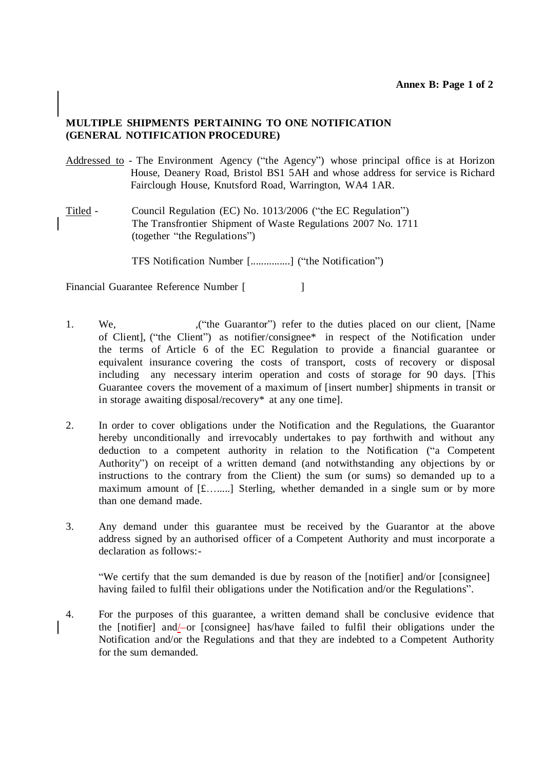**Annex B: Page 1 of 2**

**MULTIPLE SHIPMENTS PERTAINING TO ONE NOTIFICATION (GENERAL NOTIFICATION PROCEDURE)**

Addressed to - The Environment Agency ("the Agency") whose principal office is at Horizon House, Deanery Road, Bristol BS1 5AH and whose address for service is Richard Fairclough House, Knutsford Road, Warrington, WA4 1AR.

Titled - Council Regulation (EC) No. 1013/2006 ("the EC Regulation")
The Transfrontier Shipment of Waste Regulations 2007 No. 1711
(together "the Regulations")

TFS Notification Number [...............] ("the Notification")

Financial Guarantee Reference Number [ ]

1. We, ,("the Guarantor") refer to the duties placed on our client, [Name of Client], ("the Client") as notifier/consignee* in respect of the Notification under the terms of Article 6 of the EC Regulation to provide a financial guarantee or equivalent insurance covering the costs of transport, costs of recovery or disposal including any necessary interim operation and costs of storage for 90 days. [This Guarantee covers the movement of a maximum of [insert number] shipments in transit or in storage awaiting disposal/recovery* at any one time].

2. In order to cover obligations under the Notification and the Regulations, the Guarantor hereby unconditionally and irrevocably undertakes to pay forthwith and without any deduction to a competent authority in relation to the Notification ("a Competent Authority") on receipt of a written demand (and notwithstanding any objections by or instructions to the contrary from the Client) the sum (or sums) so demanded up to a maximum amount of [£…....] Sterling, whether demanded in a single sum or by more than one demand made.

3. Any demand under this guarantee must be received by the Guarantor at the above address signed by an authorised officer of a Competent Authority and must incorporate a declaration as follows:-

   "We certify that the sum demanded is due by reason of the [notifier] and/or [consignee] having failed to fulfil their obligations under the Notification and/or the Regulations".

4. For the purposes of this guarantee, a written demand shall be conclusive evidence that the [notifier] and/–or [consignee] has/have failed to fulfil their obligations under the Notification and/or the Regulations and that they are indebted to a Competent Authority for the sum demanded.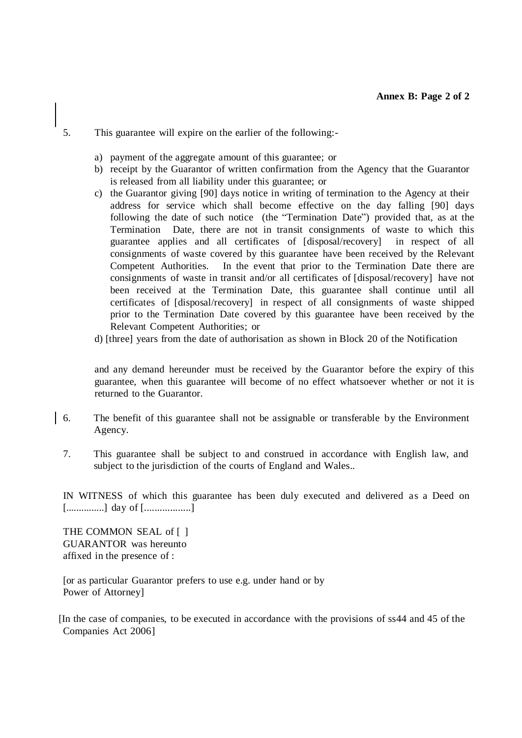5. This guarantee will expire on the earlier of the following:-

   a) payment of the aggregate amount of this guarantee; or
   b) receipt by the Guarantor of written confirmation from the Agency that the Guarantor is released from all liability under this guarantee; or
   c) the Guarantor giving [90] days notice in writing of termination to the Agency at their address for service which shall become effective on the day falling [90] days following the date of such notice (the "Termination Date") provided that, as at the Termination Date, there are not in transit consignments of waste to which this guarantee applies and all certificates of [disposal/recovery] in respect of all consignments of waste covered by this guarantee have been received by the Relevant Competent Authorities. In the event that prior to the Termination Date there are consignments of waste in transit and/or all certificates of [disposal/recovery] have not been received at the Termination Date, this guarantee shall continue until all certificates of [disposal/recovery] in respect of all consignments of waste shipped prior to the Termination Date covered by this guarantee have been received by the Relevant Competent Authorities; or
   d) [three] years from the date of authorisation as shown in Block 20 of the Notification

   and any demand hereunder must be received by the Guarantor before the expiry of this guarantee, when this guarantee will become of no effect whatsoever whether or not it is returned to the Guarantor.

6. The benefit of this guarantee shall not be assignable or transferable by the Environment Agency.

7. This guarantee shall be subject to and construed in accordance with English law, and subject to the jurisdiction of the courts of England and Wales..

IN WITNESS of which this guarantee has been duly executed and delivered as a Deed on [...............] day of [..................]

THE COMMON SEAL of [ ]
GUARANTOR was hereunto
affixed in the presence of :

[or as particular Guarantor prefers to use e.g. under hand or by Power of Attorney]

[In the case of companies, to be executed in accordance with the provisions of ss44 and 45 of the Companies Act 2006]